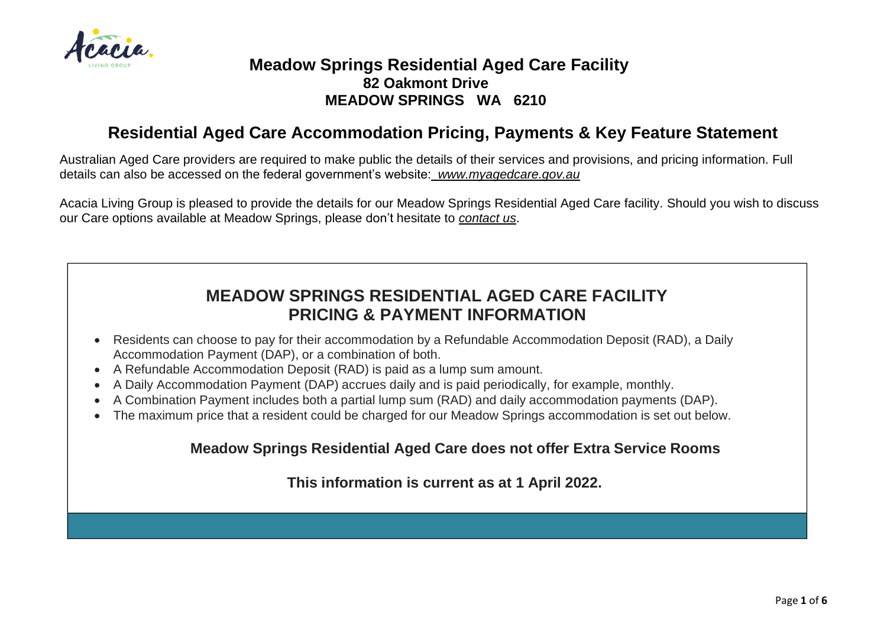# Meadow Springs Residential Aged Care Facility

**82 Oakmont Drive**
**MEADOW SPRINGS WA 6210**

## Residential Aged Care Accommodation Pricing, Payments & Key Feature Statement

Australian Aged Care providers are required to make public the details of their services and provisions, and pricing information. Full details can also be accessed on the federal government's website: *www.myagedcare.gov.au*

Acacia Living Group is pleased to provide the details for our Meadow Springs Residential Aged Care facility. Should you wish to discuss our Care options available at Meadow Springs, please don't hesitate to *contact us*.

## MEADOW SPRINGS RESIDENTIAL AGED CARE FACILITY PRICING & PAYMENT INFORMATION

- Residents can choose to pay for their accommodation by a Refundable Accommodation Deposit (RAD), a Daily Accommodation Payment (DAP), or a combination of both.
- A Refundable Accommodation Deposit (RAD) is paid as a lump sum amount.
- A Daily Accommodation Payment (DAP) accrues daily and is paid periodically, for example, monthly.
- A Combination Payment includes both a partial lump sum (RAD) and daily accommodation payments (DAP).
- The maximum price that a resident could be charged for our Meadow Springs accommodation is set out below.

**Meadow Springs Residential Aged Care does not offer Extra Service Rooms**

**This information is current as at 1 April 2022.**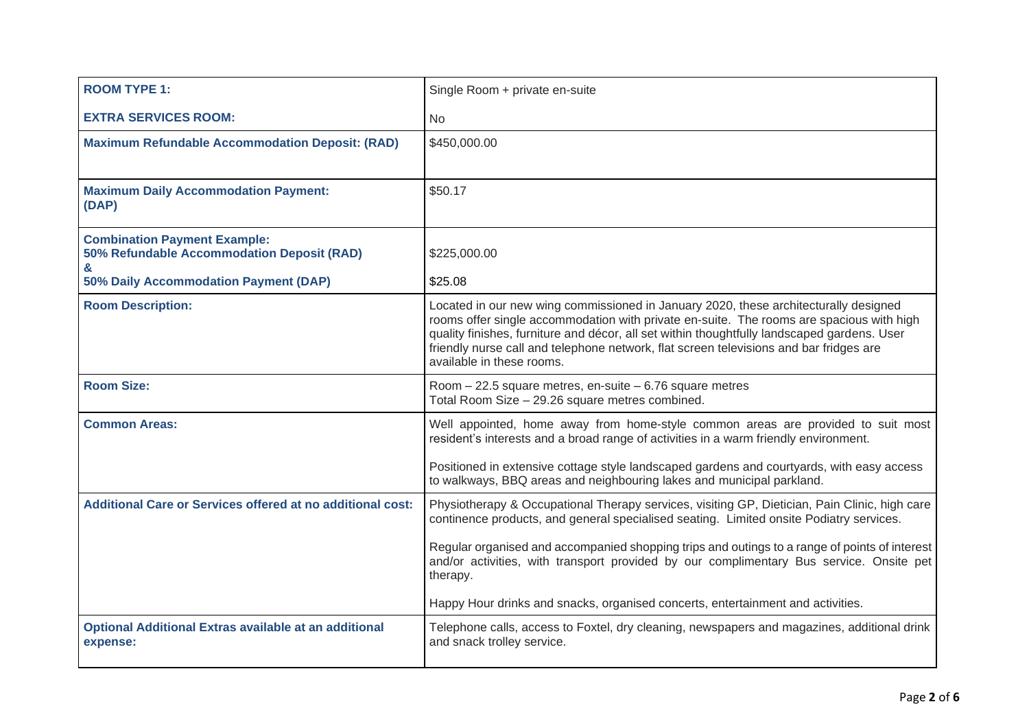| ROOM TYPE 1: | Single Room + private en-suite |
|---|---|
| **EXTRA SERVICES ROOM:** | No |
| **Maximum Refundable Accommodation Deposit: (RAD)** | $450,000.00 |
| **Maximum Daily Accommodation Payment: (DAP)** | $50.17 |
| **Combination Payment Example:**<br>**50% Refundable Accommodation Deposit (RAD)**<br>**&**<br>**50% Daily Accommodation Payment (DAP)** | $225,000.00<br><br>$25.08 |
| **Room Description:** | Located in our new wing commissioned in January 2020, these architecturally designed rooms offer single accommodation with private en-suite. The rooms are spacious with high quality finishes, furniture and décor, all set within thoughtfully landscaped gardens. User friendly nurse call and telephone network, flat screen televisions and bar fridges are available in these rooms. |
| **Room Size:** | Room – 22.5 square metres, en-suite – 6.76 square metres<br>Total Room Size – 29.26 square metres combined. |
| **Common Areas:** | Well appointed, home away from home-style common areas are provided to suit most resident's interests and a broad range of activities in a warm friendly environment.<br><br>Positioned in extensive cottage style landscaped gardens and courtyards, with easy access to walkways, BBQ areas and neighbouring lakes and municipal parkland. |
| **Additional Care or Services offered at no additional cost:** | Physiotherapy & Occupational Therapy services, visiting GP, Dietician, Pain Clinic, high care continence products, and general specialised seating. Limited onsite Podiatry services.<br><br>Regular organised and accompanied shopping trips and outings to a range of points of interest and/or activities, with transport provided by our complimentary Bus service. Onsite pet therapy.<br><br>Happy Hour drinks and snacks, organised concerts, entertainment and activities. |
| **Optional Additional Extras available at an additional expense:** | Telephone calls, access to Foxtel, dry cleaning, newspapers and magazines, additional drink and snack trolley service. |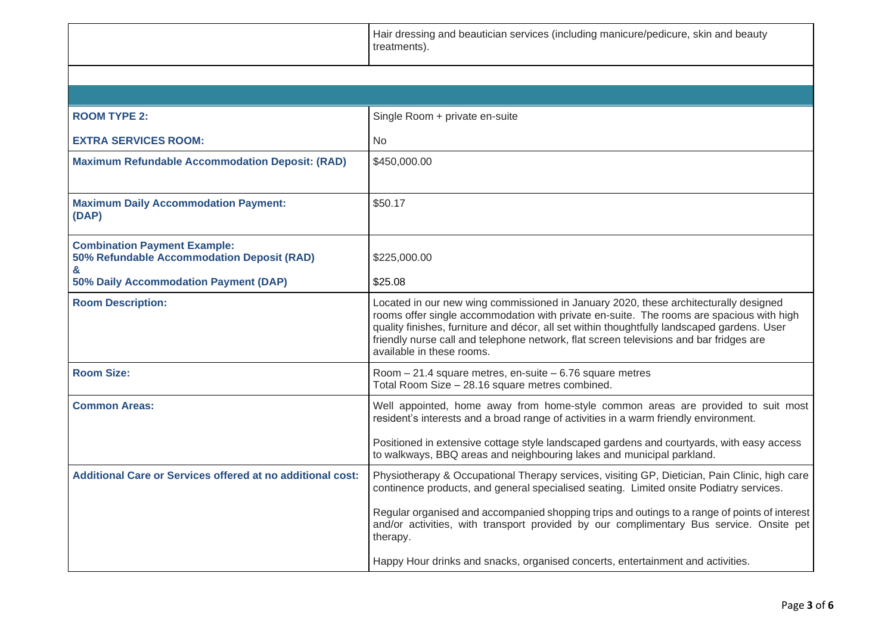| | |
|---|---|
| | Hair dressing and beautician services (including manicure/pedicure, skin and beauty treatments). |

| | |
|---|---|
| **ROOM TYPE 2:** | Single Room + private en-suite |
| **EXTRA SERVICES ROOM:** | No |
| **Maximum Refundable Accommodation Deposit: (RAD)** | $450,000.00 |
| **Maximum Daily Accommodation Payment: (DAP)** | $50.17 |
| **Combination Payment Example: 50% Refundable Accommodation Deposit (RAD) & 50% Daily Accommodation Payment (DAP)** | $225,000.00<br>$25.08 |
| **Room Description:** | Located in our new wing commissioned in January 2020, these architecturally designed rooms offer single accommodation with private en-suite. The rooms are spacious with high quality finishes, furniture and décor, all set within thoughtfully landscaped gardens. User friendly nurse call and telephone network, flat screen televisions and bar fridges are available in these rooms. |
| **Room Size:** | Room – 21.4 square metres, en-suite – 6.76 square metres<br>Total Room Size – 28.16 square metres combined. |
| **Common Areas:** | Well appointed, home away from home-style common areas are provided to suit most resident's interests and a broad range of activities in a warm friendly environment.<br><br>Positioned in extensive cottage style landscaped gardens and courtyards, with easy access to walkways, BBQ areas and neighbouring lakes and municipal parkland. |
| **Additional Care or Services offered at no additional cost:** | Physiotherapy & Occupational Therapy services, visiting GP, Dietician, Pain Clinic, high care continence products, and general specialised seating. Limited onsite Podiatry services.<br><br>Regular organised and accompanied shopping trips and outings to a range of points of interest and/or activities, with transport provided by our complimentary Bus service. Onsite pet therapy.<br><br>Happy Hour drinks and snacks, organised concerts, entertainment and activities. |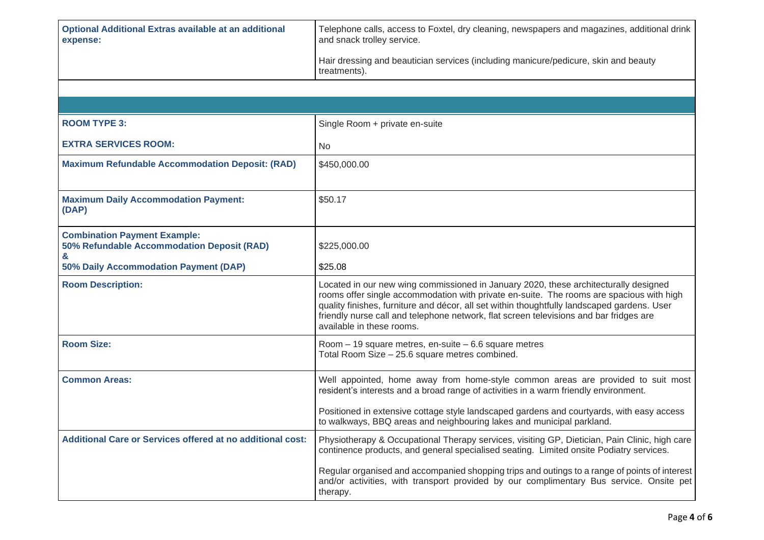| | |
|---|---|
| **Optional Additional Extras available at an additional expense:** | Telephone calls, access to Foxtel, dry cleaning, newspapers and magazines, additional drink and snack trolley service.<br><br>Hair dressing and beautician services (including manicure/pedicure, skin and beauty treatments). |

| | |
|---|---|
| **ROOM TYPE 3:**<br><br>**EXTRA SERVICES ROOM:** | Single Room + private en-suite<br><br>No |
| **Maximum Refundable Accommodation Deposit: (RAD)** | $450,000.00 |
| **Maximum Daily Accommodation Payment: (DAP)** | $50.17 |
| **Combination Payment Example:**<br>**50% Refundable Accommodation Deposit (RAD)**<br>**&**<br>**50% Daily Accommodation Payment (DAP)** | $225,000.00<br><br>$25.08 |
| **Room Description:** | Located in our new wing commissioned in January 2020, these architecturally designed rooms offer single accommodation with private en-suite. The rooms are spacious with high quality finishes, furniture and décor, all set within thoughtfully landscaped gardens. User friendly nurse call and telephone network, flat screen televisions and bar fridges are available in these rooms. |
| **Room Size:** | Room – 19 square metres, en-suite – 6.6 square metres<br>Total Room Size – 25.6 square metres combined. |
| **Common Areas:** | Well appointed, home away from home-style common areas are provided to suit most resident's interests and a broad range of activities in a warm friendly environment.<br><br>Positioned in extensive cottage style landscaped gardens and courtyards, with easy access to walkways, BBQ areas and neighbouring lakes and municipal parkland. |
| **Additional Care or Services offered at no additional cost:** | Physiotherapy & Occupational Therapy services, visiting GP, Dietician, Pain Clinic, high care continence products, and general specialised seating. Limited onsite Podiatry services.<br><br>Regular organised and accompanied shopping trips and outings to a range of points of interest and/or activities, with transport provided by our complimentary Bus service. Onsite pet therapy. |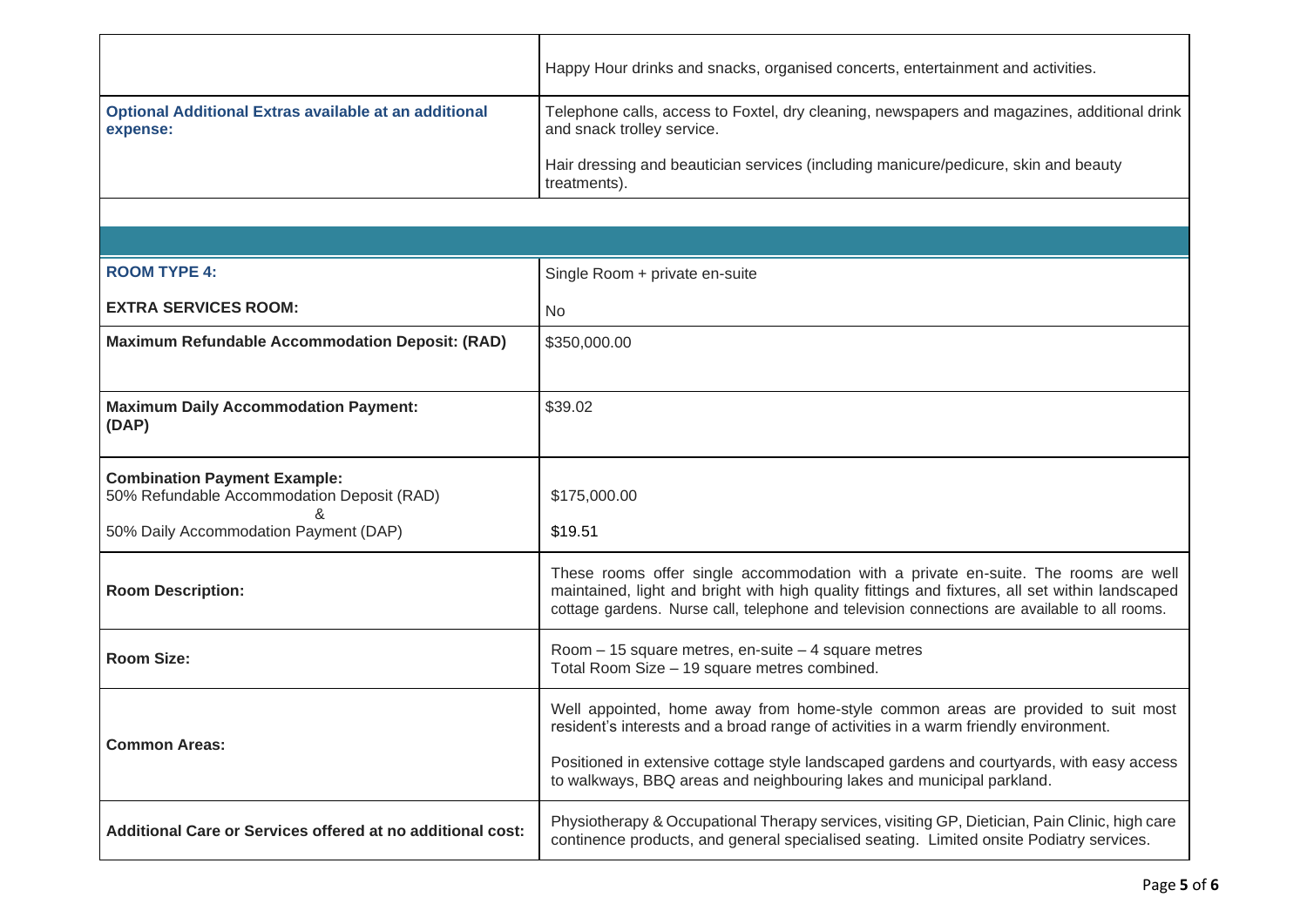| | |
|---|---|
| | Happy Hour drinks and snacks, organised concerts, entertainment and activities. |
| **Optional Additional Extras available at an additional expense:** | Telephone calls, access to Foxtel, dry cleaning, newspapers and magazines, additional drink and snack trolley service.<br><br>Hair dressing and beautician services (including manicure/pedicure, skin and beauty treatments). |

| | |
|---|---|
| **ROOM TYPE 4:** | Single Room + private en-suite |
| **EXTRA SERVICES ROOM:** | No |
| **Maximum Refundable Accommodation Deposit: (RAD)** | $350,000.00 |
| **Maximum Daily Accommodation Payment: (DAP)** | $39.02 |
| **Combination Payment Example:**<br>50% Refundable Accommodation Deposit (RAD)<br>&<br>50% Daily Accommodation Payment (DAP) | $175,000.00<br><br>$19.51 |
| **Room Description:** | These rooms offer single accommodation with a private en-suite. The rooms are well maintained, light and bright with high quality fittings and fixtures, all set within landscaped cottage gardens. Nurse call, telephone and television connections are available to all rooms. |
| **Room Size:** | Room – 15 square metres, en-suite – 4 square metres<br>Total Room Size – 19 square metres combined. |
| **Common Areas:** | Well appointed, home away from home-style common areas are provided to suit most resident's interests and a broad range of activities in a warm friendly environment.<br><br>Positioned in extensive cottage style landscaped gardens and courtyards, with easy access to walkways, BBQ areas and neighbouring lakes and municipal parkland. |
| **Additional Care or Services offered at no additional cost:** | Physiotherapy & Occupational Therapy services, visiting GP, Dietician, Pain Clinic, high care continence products, and general specialised seating. Limited onsite Podiatry services. |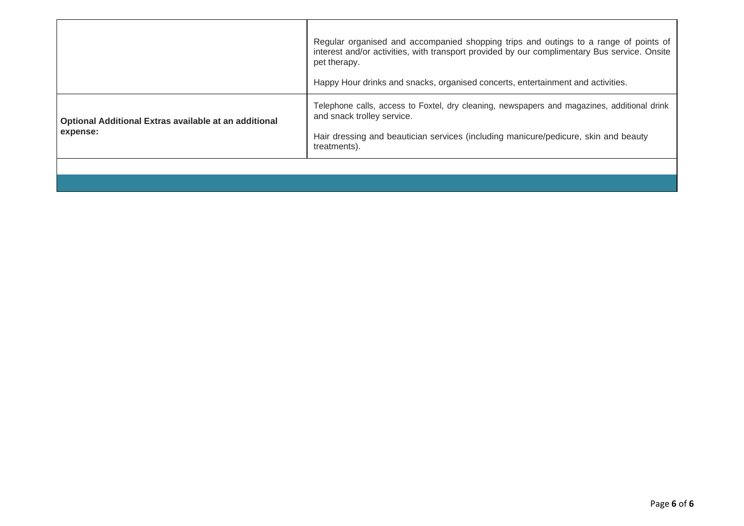| | |
|---|---|
| | Regular organised and accompanied shopping trips and outings to a range of points of interest and/or activities, with transport provided by our complimentary Bus service. Onsite pet therapy.<br><br>Happy Hour drinks and snacks, organised concerts, entertainment and activities. |
| **Optional Additional Extras available at an additional expense:** | Telephone calls, access to Foxtel, dry cleaning, newspapers and magazines, additional drink and snack trolley service.<br><br>Hair dressing and beautician services (including manicure/pedicure, skin and beauty treatments). |